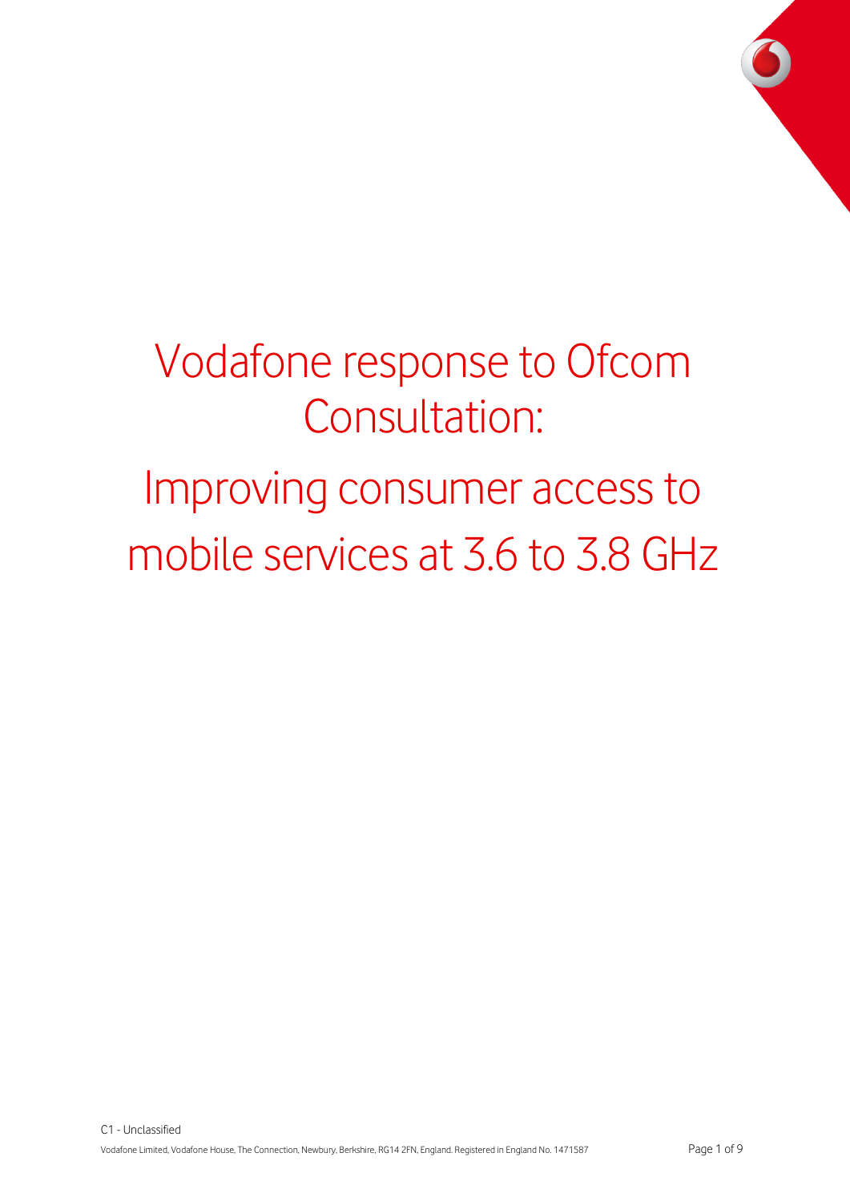# Vodafone response to Ofcom Consultation:

# Improving consumer access to mobile services at 3.6 to 3.8 GHz

C1 - Unclassified

Vodafone Limited, Vodafone House, The Connection, Newbury, Berkshire, RG14 2FN, England. Registered in England No. 1471587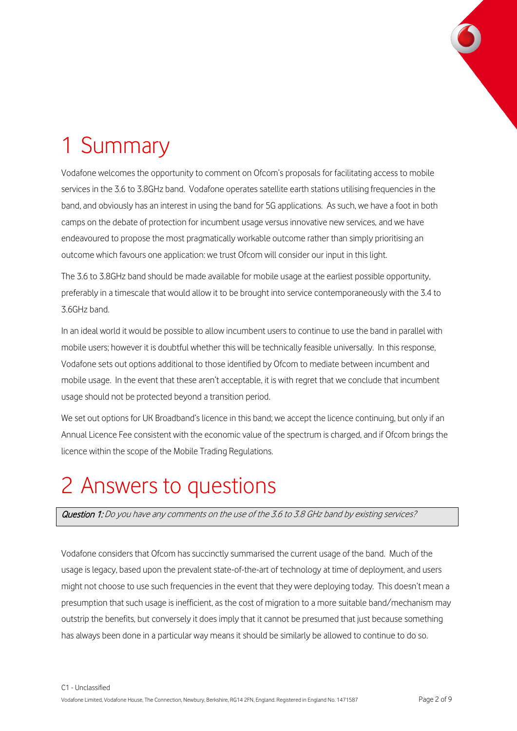# 1 Summary

Vodafone welcomes the opportunity to comment on Ofcom's proposals for facilitating access to mobile services in the 3.6 to 3.8GHz band. Vodafone operates satellite earth stations utilising frequencies in the band, and obviously has an interest in using the band for 5G applications. As such, we have a foot in both camps on the debate of protection for incumbent usage versus innovative new services, and we have endeavoured to propose the most pragmatically workable outcome rather than simply prioritising an outcome which favours one application: we trust Ofcom will consider our input in this light.

The 3.6 to 3.8GHz band should be made available for mobile usage at the earliest possible opportunity, preferably in a timescale that would allow it to be brought into service contemporaneously with the 3.4 to 3.6GHz band.

In an ideal world it would be possible to allow incumbent users to continue to use the band in parallel with mobile users; however it is doubtful whether this will be technically feasible universally. In this response, Vodafone sets out options additional to those identified by Ofcom to mediate between incumbent and mobile usage. In the event that these aren't acceptable, it is with regret that we conclude that incumbent usage should not be protected beyond a transition period.

We set out options for UK Broadband's licence in this band; we accept the licence continuing, but only if an Annual Licence Fee consistent with the economic value of the spectrum is charged, and if Ofcom brings the licence within the scope of the Mobile Trading Regulations.

# 2 Answers to questions

> ***Question 1:*** *Do you have any comments on the use of the 3.6 to 3.8 GHz band by existing services?*

Vodafone considers that Ofcom has succinctly summarised the current usage of the band. Much of the usage is legacy, based upon the prevalent state-of-the-art of technology at time of deployment, and users might not choose to use such frequencies in the event that they were deploying today. This doesn't mean a presumption that such usage is inefficient, as the cost of migration to a more suitable band/mechanism may outstrip the benefits, but conversely it does imply that it cannot be presumed that just because something has always been done in a particular way means it should be similarly be allowed to continue to do so.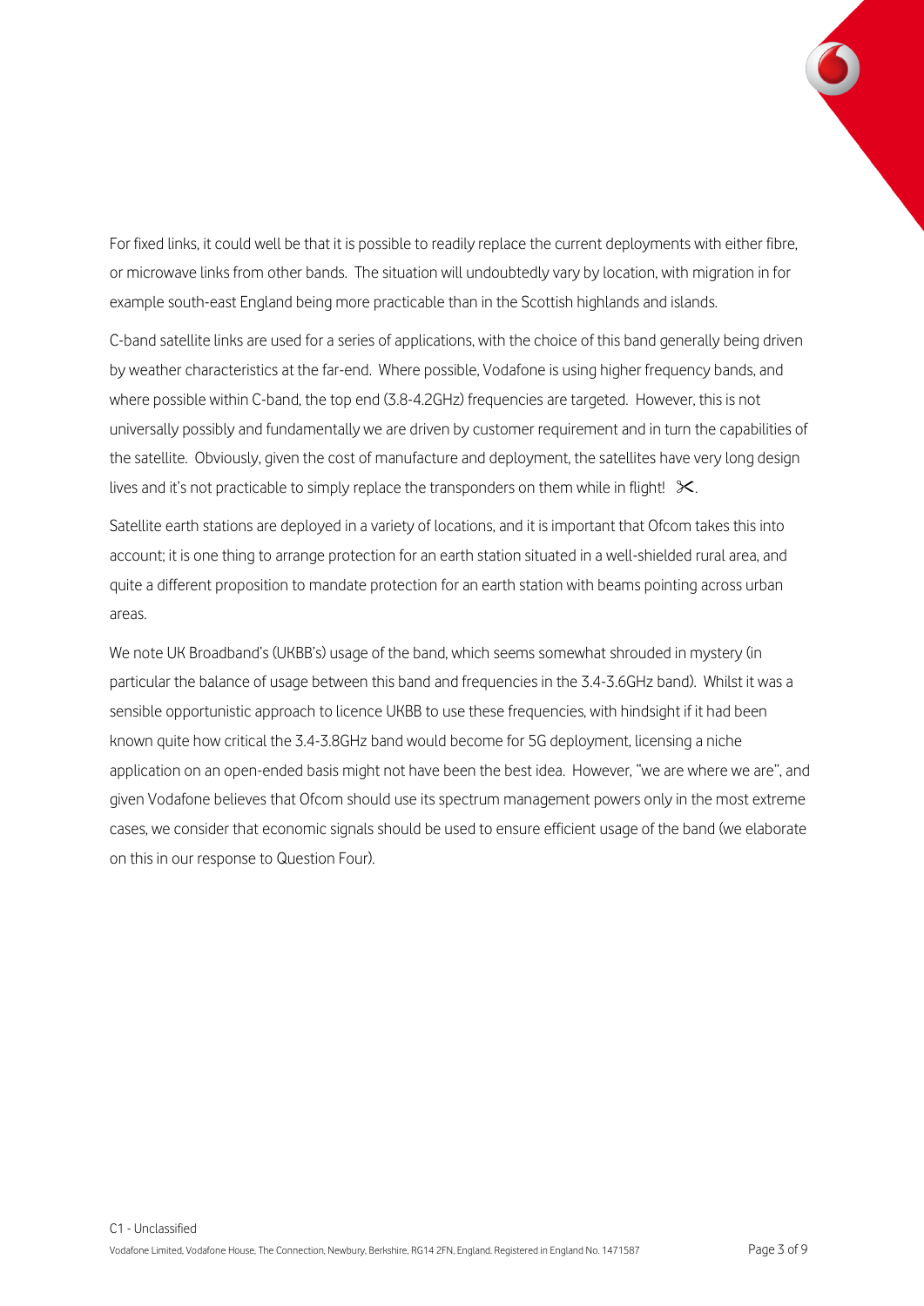For fixed links, it could well be that it is possible to readily replace the current deployments with either fibre, or microwave links from other bands. The situation will undoubtedly vary by location, with migration in for example south-east England being more practicable than in the Scottish highlands and islands.

C-band satellite links are used for a series of applications, with the choice of this band generally being driven by weather characteristics at the far-end. Where possible, Vodafone is using higher frequency bands, and where possible within C-band, the top end (3.8-4.2GHz) frequencies are targeted. However, this is not universally possibly and fundamentally we are driven by customer requirement and in turn the capabilities of the satellite. Obviously, given the cost of manufacture and deployment, the satellites have very long design lives and it's not practicable to simply replace the transponders on them while in flight! ✂.

Satellite earth stations are deployed in a variety of locations, and it is important that Ofcom takes this into account; it is one thing to arrange protection for an earth station situated in a well-shielded rural area, and quite a different proposition to mandate protection for an earth station with beams pointing across urban areas.

We note UK Broadband's (UKBB's) usage of the band, which seems somewhat shrouded in mystery (in particular the balance of usage between this band and frequencies in the 3.4-3.6GHz band). Whilst it was a sensible opportunistic approach to licence UKBB to use these frequencies, with hindsight if it had been known quite how critical the 3.4-3.8GHz band would become for 5G deployment, licensing a niche application on an open-ended basis might not have been the best idea. However, "we are where we are", and given Vodafone believes that Ofcom should use its spectrum management powers only in the most extreme cases, we consider that economic signals should be used to ensure efficient usage of the band (we elaborate on this in our response to Question Four).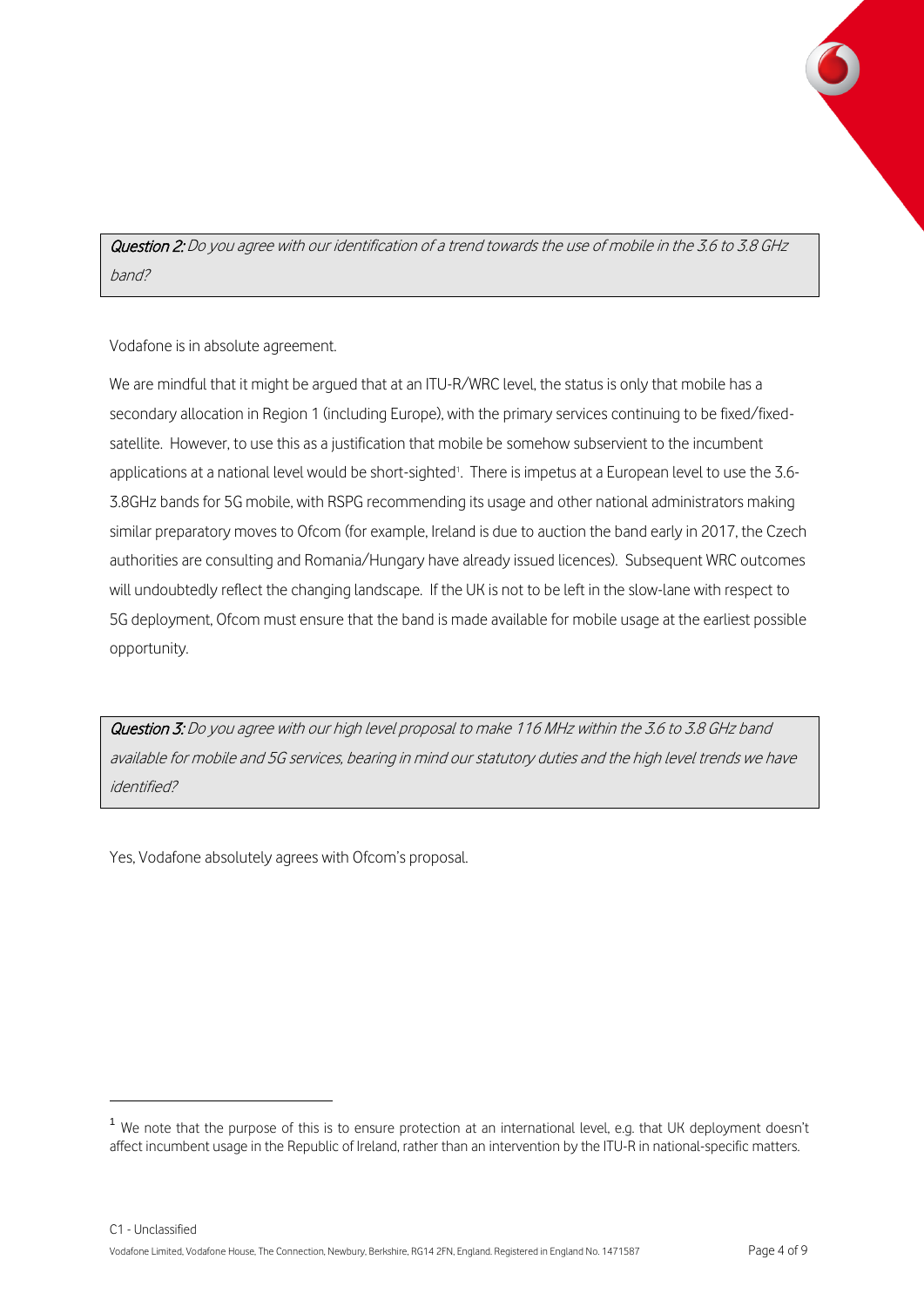***Question 2:*** *Do you agree with our identification of a trend towards the use of mobile in the 3.6 to 3.8 GHz band?*

Vodafone is in absolute agreement.

We are mindful that it might be argued that at an ITU-R/WRC level, the status is only that mobile has a secondary allocation in Region 1 (including Europe), with the primary services continuing to be fixed/fixed-satellite. However, to use this as a justification that mobile be somehow subservient to the incumbent applications at a national level would be short-sighted[1]. There is impetus at a European level to use the 3.6-3.8GHz bands for 5G mobile, with RSPG recommending its usage and other national administrators making similar preparatory moves to Ofcom (for example, Ireland is due to auction the band early in 2017, the Czech authorities are consulting and Romania/Hungary have already issued licences). Subsequent WRC outcomes will undoubtedly reflect the changing landscape. If the UK is not to be left in the slow-lane with respect to 5G deployment, Ofcom must ensure that the band is made available for mobile usage at the earliest possible opportunity.

***Question 3:*** *Do you agree with our high level proposal to make 116 MHz within the 3.6 to 3.8 GHz band available for mobile and 5G services, bearing in mind our statutory duties and the high level trends we have identified?*

Yes, Vodafone absolutely agrees with Ofcom's proposal.

---

[1] We note that the purpose of this is to ensure protection at an international level, e.g. that UK deployment doesn't affect incumbent usage in the Republic of Ireland, rather than an intervention by the ITU-R in national-specific matters.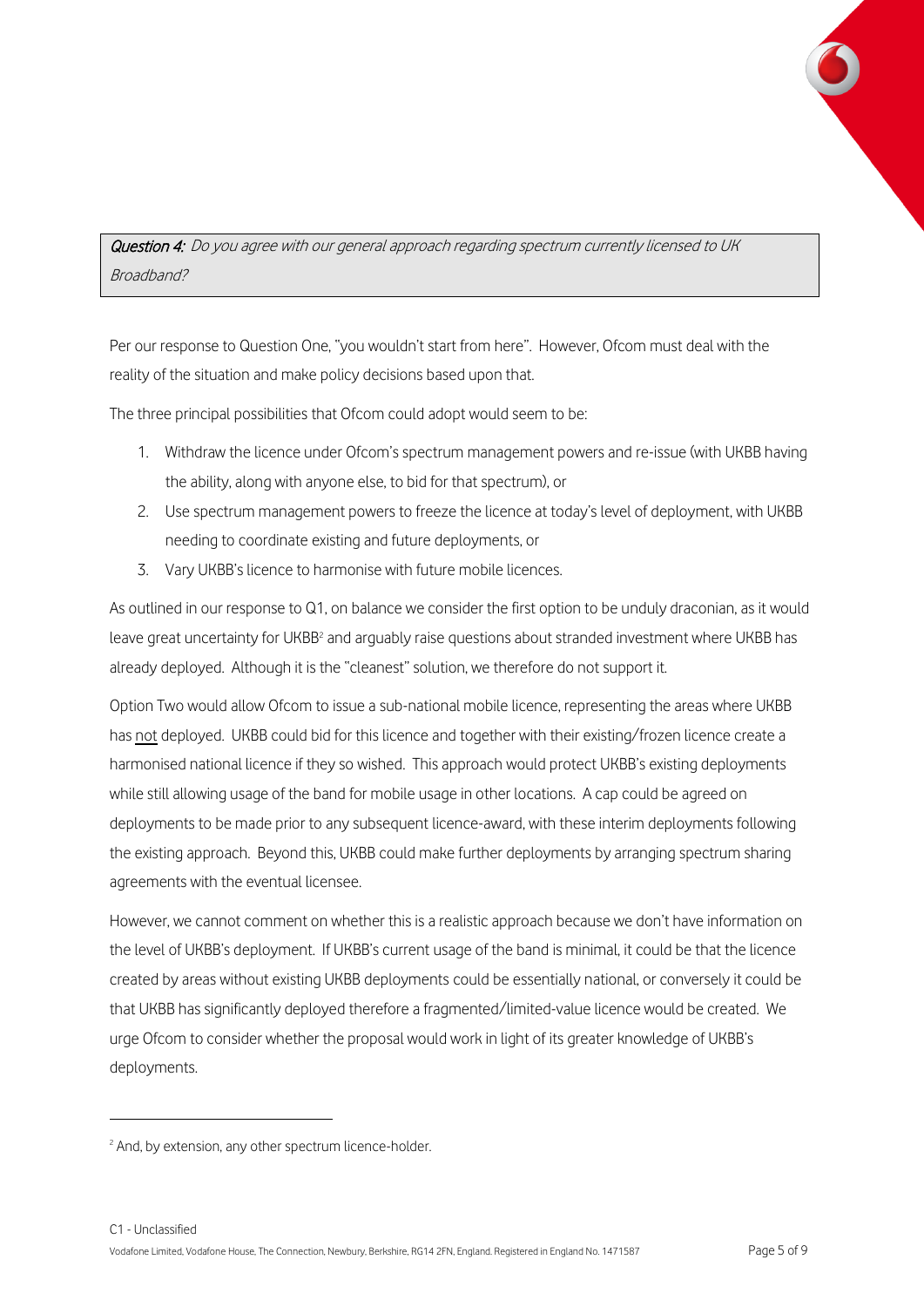***Question 4:*** *Do you agree with our general approach regarding spectrum currently licensed to UK Broadband?*

Per our response to Question One, "you wouldn't start from here". However, Ofcom must deal with the reality of the situation and make policy decisions based upon that.

The three principal possibilities that Ofcom could adopt would seem to be:

1. Withdraw the licence under Ofcom's spectrum management powers and re-issue (with UKBB having the ability, along with anyone else, to bid for that spectrum), or
2. Use spectrum management powers to freeze the licence at today's level of deployment, with UKBB needing to coordinate existing and future deployments, or
3. Vary UKBB's licence to harmonise with future mobile licences.

As outlined in our response to Q1, on balance we consider the first option to be unduly draconian, as it would leave great uncertainty for UKBB[2] and arguably raise questions about stranded investment where UKBB has already deployed. Although it is the "cleanest" solution, we therefore do not support it.

Option Two would allow Ofcom to issue a sub-national mobile licence, representing the areas where UKBB has <u>not</u> deployed. UKBB could bid for this licence and together with their existing/frozen licence create a harmonised national licence if they so wished. This approach would protect UKBB's existing deployments while still allowing usage of the band for mobile usage in other locations. A cap could be agreed on deployments to be made prior to any subsequent licence-award, with these interim deployments following the existing approach. Beyond this, UKBB could make further deployments by arranging spectrum sharing agreements with the eventual licensee.

However, we cannot comment on whether this is a realistic approach because we don't have information on the level of UKBB's deployment. If UKBB's current usage of the band is minimal, it could be that the licence created by areas without existing UKBB deployments could be essentially national, or conversely it could be that UKBB has significantly deployed therefore a fragmented/limited-value licence would be created. We urge Ofcom to consider whether the proposal would work in light of its greater knowledge of UKBB's deployments.

---

[2] And, by extension, any other spectrum licence-holder.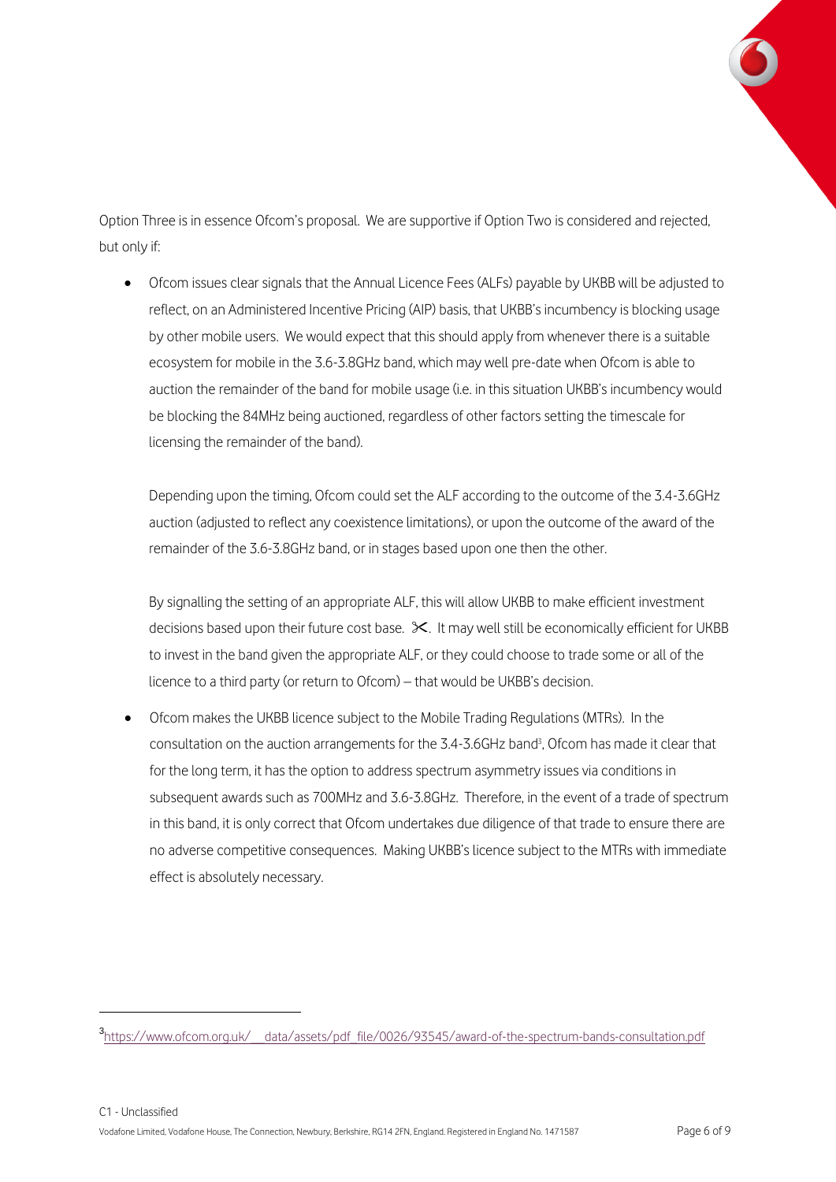Option Three is in essence Ofcom's proposal. We are supportive if Option Two is considered and rejected, but only if:

- Ofcom issues clear signals that the Annual Licence Fees (ALFs) payable by UKBB will be adjusted to reflect, on an Administered Incentive Pricing (AIP) basis, that UKBB's incumbency is blocking usage by other mobile users. We would expect that this should apply from whenever there is a suitable ecosystem for mobile in the 3.6-3.8GHz band, which may well pre-date when Ofcom is able to auction the remainder of the band for mobile usage (i.e. in this situation UKBB's incumbency would be blocking the 84MHz being auctioned, regardless of other factors setting the timescale for licensing the remainder of the band).

  Depending upon the timing, Ofcom could set the ALF according to the outcome of the 3.4-3.6GHz auction (adjusted to reflect any coexistence limitations), or upon the outcome of the award of the remainder of the 3.6-3.8GHz band, or in stages based upon one then the other.

  By signalling the setting of an appropriate ALF, this will allow UKBB to make efficient investment decisions based upon their future cost base. ✂. It may well still be economically efficient for UKBB to invest in the band given the appropriate ALF, or they could choose to trade some or all of the licence to a third party (or return to Ofcom) – that would be UKBB's decision.

- Ofcom makes the UKBB licence subject to the Mobile Trading Regulations (MTRs). In the consultation on the auction arrangements for the 3.4-3.6GHz band[3], Ofcom has made it clear that for the long term, it has the option to address spectrum asymmetry issues via conditions in subsequent awards such as 700MHz and 3.6-3.8GHz. Therefore, in the event of a trade of spectrum in this band, it is only correct that Ofcom undertakes due diligence of that trade to ensure there are no adverse competitive consequences. Making UKBB's licence subject to the MTRs with immediate effect is absolutely necessary.

---

[3] https://www.ofcom.org.uk/__data/assets/pdf_file/0026/93545/award-of-the-spectrum-bands-consultation.pdf

C1 - Unclassified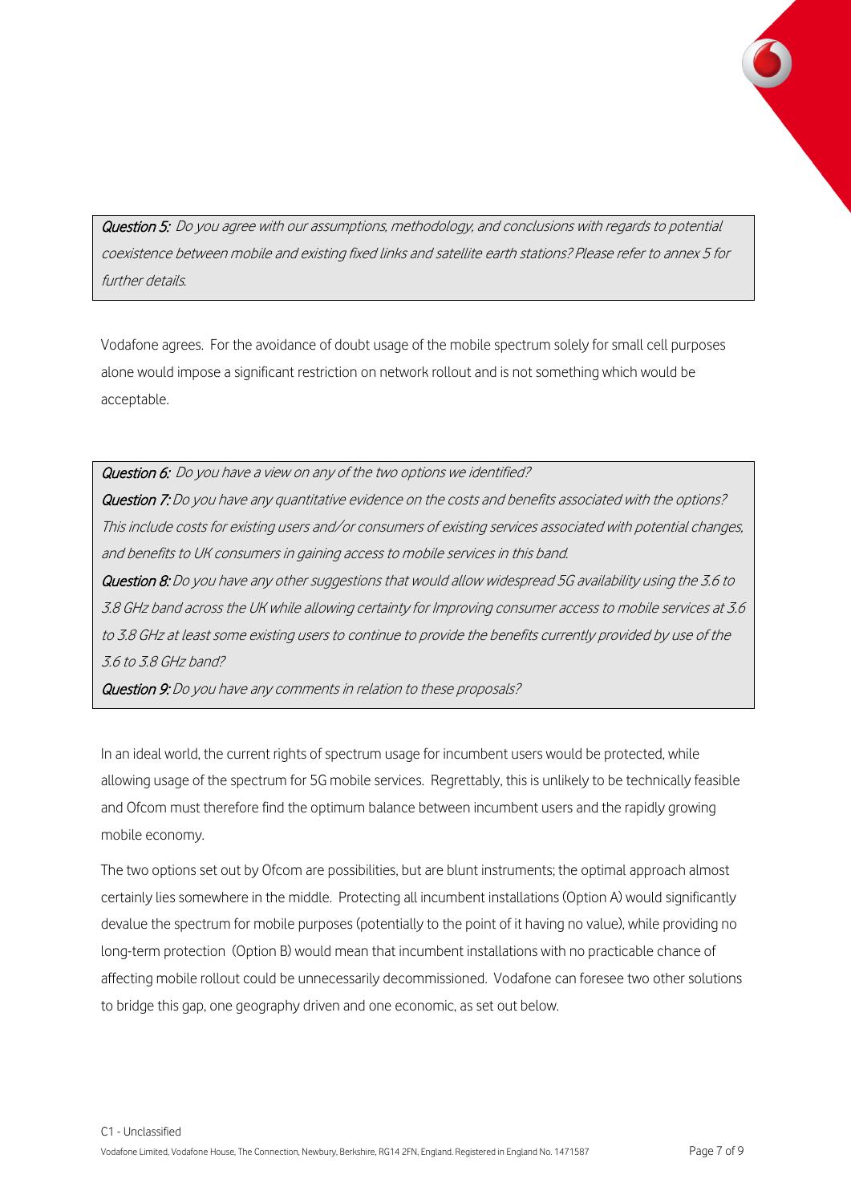> ***Question 5:*** *Do you agree with our assumptions, methodology, and conclusions with regards to potential coexistence between mobile and existing fixed links and satellite earth stations? Please refer to annex 5 for further details.*

Vodafone agrees. For the avoidance of doubt usage of the mobile spectrum solely for small cell purposes alone would impose a significant restriction on network rollout and is not something which would be acceptable.

> ***Question 6:*** *Do you have a view on any of the two options we identified?*
>
> ***Question 7:*** *Do you have any quantitative evidence on the costs and benefits associated with the options? This include costs for existing users and/or consumers of existing services associated with potential changes, and benefits to UK consumers in gaining access to mobile services in this band.*
>
> ***Question 8:*** *Do you have any other suggestions that would allow widespread 5G availability using the 3.6 to 3.8 GHz band across the UK while allowing certainty for Improving consumer access to mobile services at 3.6 to 3.8 GHz at least some existing users to continue to provide the benefits currently provided by use of the 3.6 to 3.8 GHz band?*
>
> ***Question 9:*** *Do you have any comments in relation to these proposals?*

In an ideal world, the current rights of spectrum usage for incumbent users would be protected, while allowing usage of the spectrum for 5G mobile services. Regrettably, this is unlikely to be technically feasible and Ofcom must therefore find the optimum balance between incumbent users and the rapidly growing mobile economy.

The two options set out by Ofcom are possibilities, but are blunt instruments; the optimal approach almost certainly lies somewhere in the middle. Protecting all incumbent installations (Option A) would significantly devalue the spectrum for mobile purposes (potentially to the point of it having no value), while providing no long-term protection (Option B) would mean that incumbent installations with no practicable chance of affecting mobile rollout could be unnecessarily decommissioned. Vodafone can foresee two other solutions to bridge this gap, one geography driven and one economic, as set out below.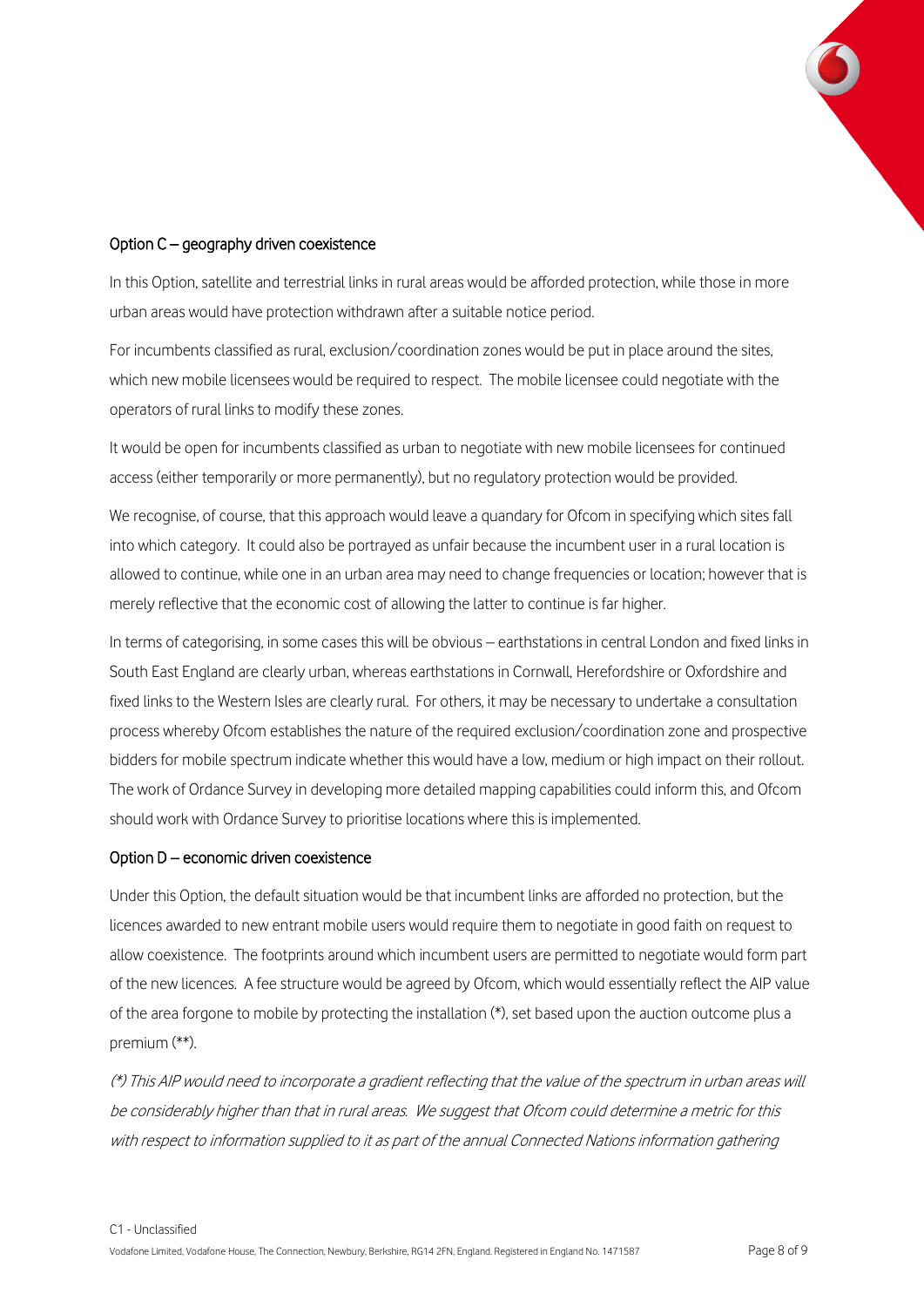### Option C – geography driven coexistence

In this Option, satellite and terrestrial links in rural areas would be afforded protection, while those in more urban areas would have protection withdrawn after a suitable notice period.

For incumbents classified as rural, exclusion/coordination zones would be put in place around the sites, which new mobile licensees would be required to respect. The mobile licensee could negotiate with the operators of rural links to modify these zones.

It would be open for incumbents classified as urban to negotiate with new mobile licensees for continued access (either temporarily or more permanently), but no regulatory protection would be provided.

We recognise, of course, that this approach would leave a quandary for Ofcom in specifying which sites fall into which category. It could also be portrayed as unfair because the incumbent user in a rural location is allowed to continue, while one in an urban area may need to change frequencies or location; however that is merely reflective that the economic cost of allowing the latter to continue is far higher.

In terms of categorising, in some cases this will be obvious – earthstations in central London and fixed links in South East England are clearly urban, whereas earthstations in Cornwall, Herefordshire or Oxfordshire and fixed links to the Western Isles are clearly rural. For others, it may be necessary to undertake a consultation process whereby Ofcom establishes the nature of the required exclusion/coordination zone and prospective bidders for mobile spectrum indicate whether this would have a low, medium or high impact on their rollout. The work of Ordance Survey in developing more detailed mapping capabilities could inform this, and Ofcom should work with Ordance Survey to prioritise locations where this is implemented.

### Option D – economic driven coexistence

Under this Option, the default situation would be that incumbent links are afforded no protection, but the licences awarded to new entrant mobile users would require them to negotiate in good faith on request to allow coexistence. The footprints around which incumbent users are permitted to negotiate would form part of the new licences. A fee structure would be agreed by Ofcom, which would essentially reflect the AIP value of the area forgone to mobile by protecting the installation (*), set based upon the auction outcome plus a premium (**).

*(*) This AIP would need to incorporate a gradient reflecting that the value of the spectrum in urban areas will be considerably higher than that in rural areas. We suggest that Ofcom could determine a metric for this with respect to information supplied to it as part of the annual Connected Nations information gathering*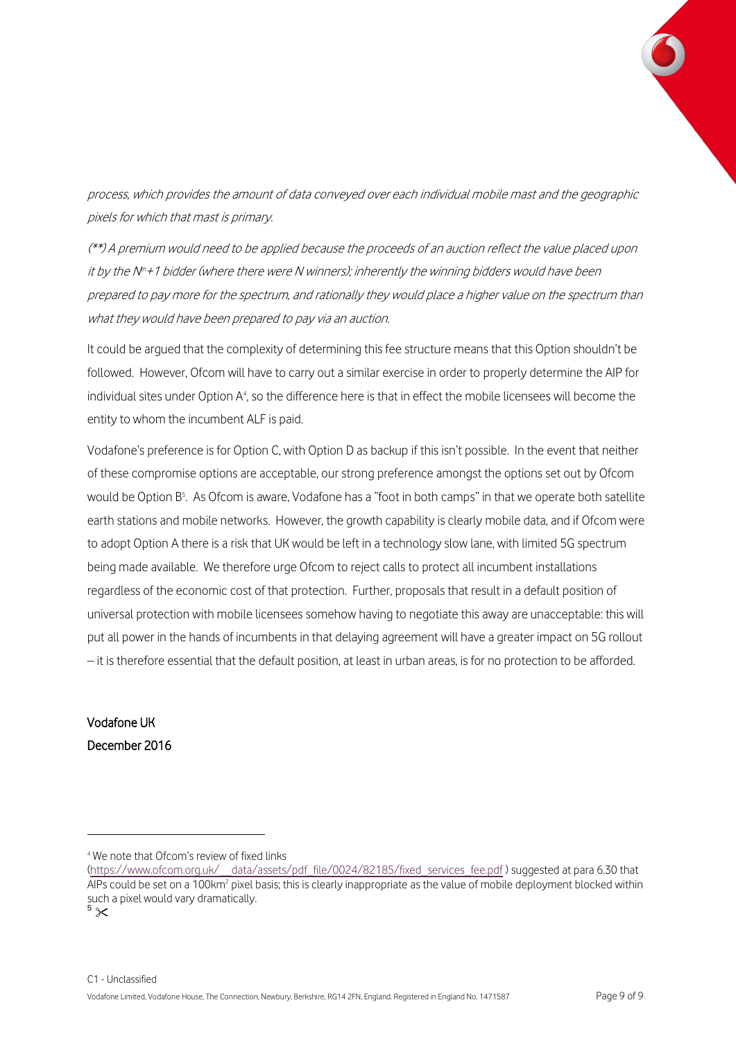*process, which provides the amount of data conveyed over each individual mobile mast and the geographic pixels for which that mast is primary.*

*(\*\*) A premium would need to be applied because the proceeds of an auction reflect the value placed upon it by the $N^{th}$+1 bidder (where there were N winners); inherently the winning bidders would have been prepared to pay more for the spectrum, and rationally they would place a higher value on the spectrum than what they would have been prepared to pay via an auction.*

It could be argued that the complexity of determining this fee structure means that this Option shouldn't be followed. However, Ofcom will have to carry out a similar exercise in order to properly determine the AIP for individual sites under Option A[4], so the difference here is that in effect the mobile licensees will become the entity to whom the incumbent ALF is paid.

Vodafone's preference is for Option C, with Option D as backup if this isn't possible. In the event that neither of these compromise options are acceptable, our strong preference amongst the options set out by Ofcom would be Option B[5]. As Ofcom is aware, Vodafone has a "foot in both camps" in that we operate both satellite earth stations and mobile networks. However, the growth capability is clearly mobile data, and if Ofcom were to adopt Option A there is a risk that UK would be left in a technology slow lane, with limited 5G spectrum being made available. We therefore urge Ofcom to reject calls to protect all incumbent installations regardless of the economic cost of that protection. Further, proposals that result in a default position of universal protection with mobile licensees somehow having to negotiate this away are unacceptable: this will put all power in the hands of incumbents in that delaying agreement will have a greater impact on 5G rollout – it is therefore essential that the default position, at least in urban areas, is for no protection to be afforded.

Vodafone UK
December 2016

---

[4] We note that Ofcom's review of fixed links (https://www.ofcom.org.uk/__data/assets/pdf_file/0024/82185/fixed_services_fee.pdf) suggested at para 6.30 that AIPs could be set on a $100km^2$ pixel basis; this is clearly inappropriate as the value of mobile deployment blocked within such a pixel would vary dramatically.

[5] ✂